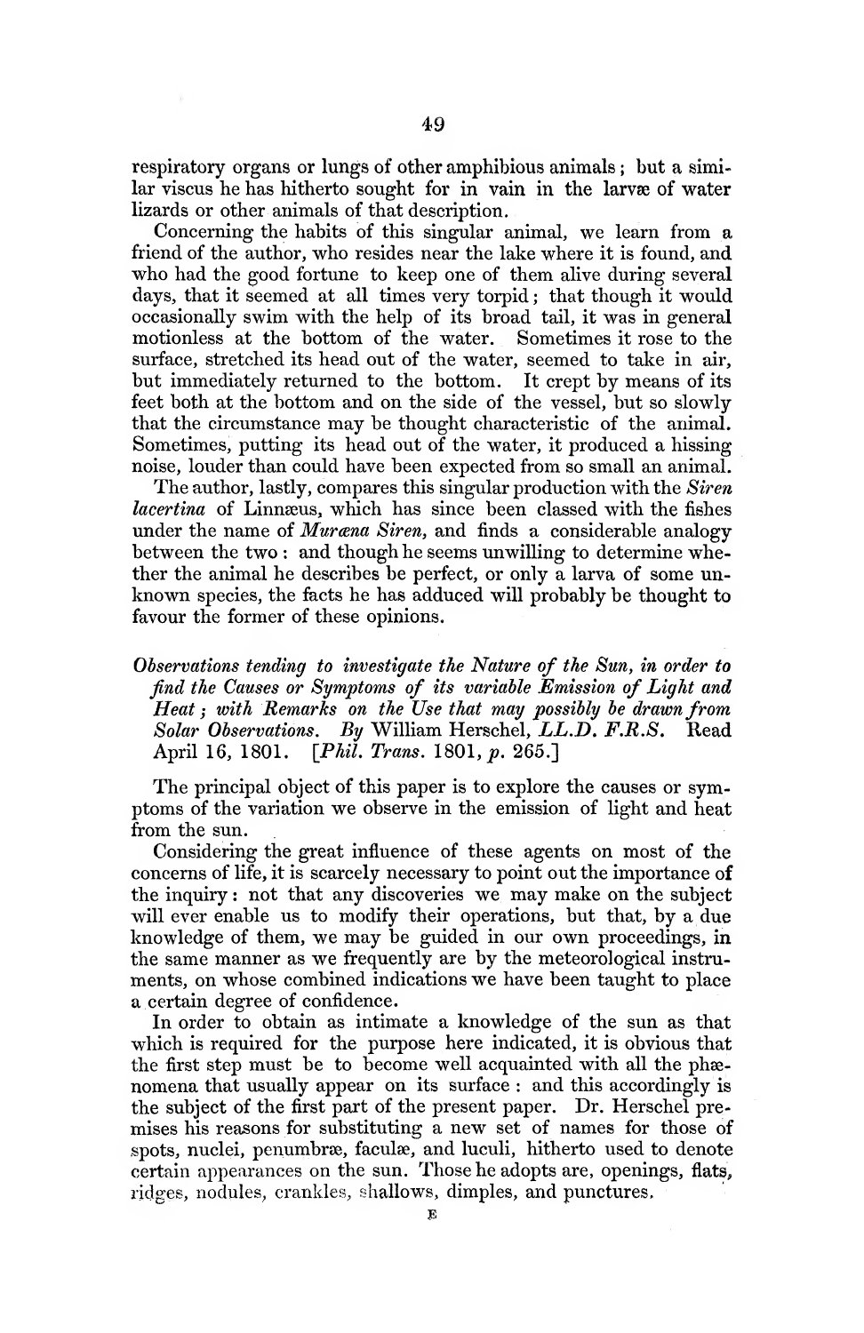respiratory organs or lungs of other amphibious animals; but a similar viscus he has hitherto sought for in vain in the larvæ of water lizards or other animals of that description.

Concerning the habits of this singular animal, we learn from a friend of the author, who resides near the lake where it is found, and who had the good fortune to keep one of them alive during several days, that it seemed at all times very torpid; that though it would occasionally swim with the help of its broad tail, it was in general motionless at the bottom of the water. Sometimes it rose to the surface, stretched its head out of the water, seemed to take in air, but immediately returned to the bottom. It crept by means of its feet both at the bottom and on the side of the vessel, but so slowly that the circumstance may be thought characteristic of the animal. Sometimes, putting its head out of the water, it produced a hissing noise, louder than could have been expected from so small an animal.

The author, lastly, compares this singular production with the *Siren lacertina* of Linnæus, which has since been classed with the fishes under the name of *Muræna Siren*, and finds a considerable analogy between the two: and though he seems unwilling to determine whether the animal he describes be perfect, or only a larva of some unknown species, the facts he has adduced will probably be thought to favour the former of these opinions.

*Observations tending to investigate the Nature of the Sun, in order to find the Causes or Symptoms of its variable Emission of Light and Heat; with Remarks on the Use that may possibly be drawn from Solar Observations. By* William Herschel, *LL.D. F.R.S.* Read April 16, 1801. [*Phil. Trans.* 1801, *p.* 265.]

The principal object of this paper is to explore the causes or symptoms of the variation we observe in the emission of light and heat from the sun.

Considering the great influence of these agents on most of the concerns of life, it is scarcely necessary to point out the importance of the inquiry: not that any discoveries we may make on the subject will ever enable us to modify their operations, but that, by a due knowledge of them, we may be guided in our own proceedings, in the same manner as we frequently are by the meteorological instruments, on whose combined indications we have been taught to place a certain degree of confidence.

In order to obtain as intimate a knowledge of the sun as that which is required for the purpose here indicated, it is obvious that the first step must be to become well acquainted with all the phænomena that usually appear on its surface: and this accordingly is the subject of the first part of the present paper. Dr. Herschel premises his reasons for substituting a new set of names for those of spots, nuclei, penumbræ, faculæ, and luculi, hitherto used to denote certain appearances on the sun. Those he adopts are, openings, flats, ridges, nodules, crankles, shallows, dimples, and punctures.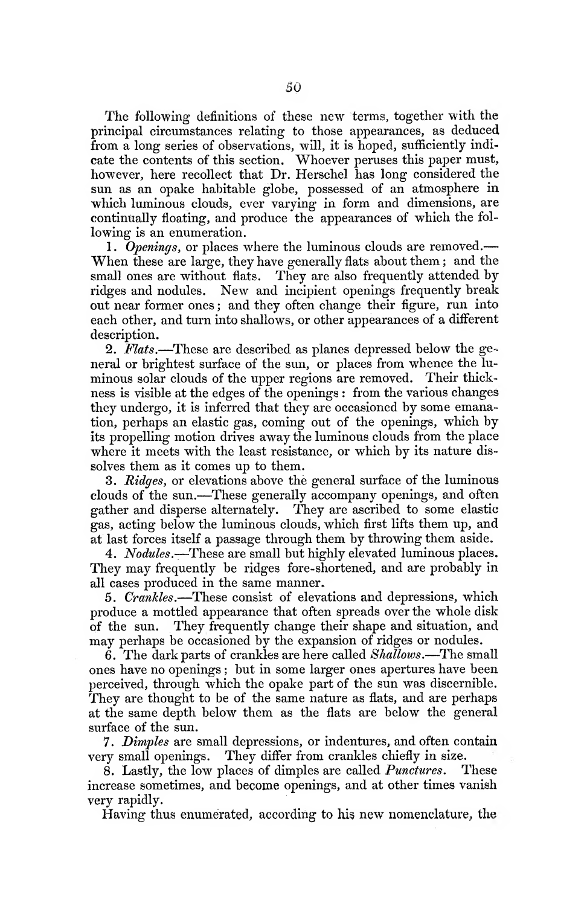The following definitions of these new terms, together with the principal circumstances relating to those appearances, as deduced from a long series of observations, will, it is hoped, sufficiently indicate the contents of this section. Whoever peruses this paper must, however, here recollect that Dr. Herschel has long considered the sun as an opake habitable globe, possessed of an atmosphere in which luminous clouds, ever varying in form and dimensions, are continually floating, and produce the appearances of which the following is an enumeration.

1. *Openings*, or places where the luminous clouds are removed.—When these are large, they have generally flats about them; and the small ones are without flats. They are also frequently attended by ridges and nodules. New and incipient openings frequently break out near former ones; and they often change their figure, run into each other, and turn into shallows, or other appearances of a different description.

2. *Flats*.—These are described as planes depressed below the general or brightest surface of the sun, or places from whence the luminous solar clouds of the upper regions are removed. Their thickness is visible at the edges of the openings: from the various changes they undergo, it is inferred that they are occasioned by some emanation, perhaps an elastic gas, coming out of the openings, which by its propelling motion drives away the luminous clouds from the place where it meets with the least resistance, or which by its nature dissolves them as it comes up to them.

3. *Ridges*, or elevations above the general surface of the luminous clouds of the sun.—These generally accompany openings, and often gather and disperse alternately. They are ascribed to some elastic gas, acting below the luminous clouds, which first lifts them up, and at last forces itself a passage through them by throwing them aside.

4. *Nodules*.—These are small but highly elevated luminous places. They may frequently be ridges fore-shortened, and are probably in all cases produced in the same manner.

5. *Crankles*.—These consist of elevations and depressions, which produce a mottled appearance that often spreads over the whole disk of the sun. They frequently change their shape and situation, and may perhaps be occasioned by the expansion of ridges or nodules.

6. The dark parts of crankles are here called *Shallows*.—The small ones have no openings; but in some larger ones apertures have been perceived, through which the opake part of the sun was discernible. They are thought to be of the same nature as flats, and are perhaps at the same depth below them as the flats are below the general surface of the sun.

7. *Dimples* are small depressions, or indentures, and often contain very small openings. They differ from crankles chiefly in size.

8. Lastly, the low places of dimples are called *Punctures*. These increase sometimes, and become openings, and at other times vanish very rapidly.

Having thus enumerated, according to his new nomenclature, the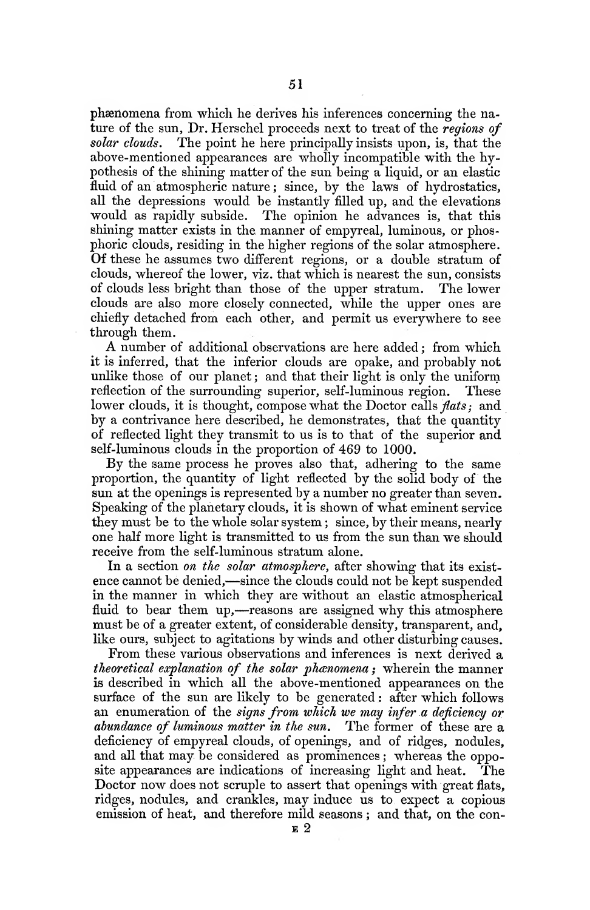phænomena from which he derives his inferences concerning the nature of the sun, Dr. Herschel proceeds next to treat of the *regions of solar clouds*. The point he here principally insists upon, is, that the above-mentioned appearances are wholly incompatible with the hypothesis of the shining matter of the sun being a liquid, or an elastic fluid of an atmospheric nature; since, by the laws of hydrostatics, all the depressions would be instantly filled up, and the elevations would as rapidly subside. The opinion he advances is, that this shining matter exists in the manner of empyreal, luminous, or phosphoric clouds, residing in the higher regions of the solar atmosphere. Of these he assumes two different regions, or a double stratum of clouds, whereof the lower, viz. that which is nearest the sun, consists of clouds less bright than those of the upper stratum. The lower clouds are also more closely connected, while the upper ones are chiefly detached from each other, and permit us everywhere to see through them.

A number of additional observations are here added; from which it is inferred, that the inferior clouds are opake, and probably not unlike those of our planet; and that their light is only the uniform reflection of the surrounding superior, self-luminous region. These lower clouds, it is thought, compose what the Doctor calls *flats;* and by a contrivance here described, he demonstrates, that the quantity of reflected light they transmit to us is to that of the superior and self-luminous clouds in the proportion of 469 to 1000.

By the same process he proves also that, adhering to the same proportion, the quantity of light reflected by the solid body of the sun at the openings is represented by a number no greater than seven. Speaking of the planetary clouds, it is shown of what eminent service they must be to the whole solar system; since, by their means, nearly one half more light is transmitted to us from the sun than we should receive from the self-luminous stratum alone.

In a section *on the solar atmosphere,* after showing that its existence cannot be denied,—since the clouds could not be kept suspended in the manner in which they are without an elastic atmospherical fluid to bear them up,—reasons are assigned why this atmosphere must be of a greater extent, of considerable density, transparent, and, like ours, subject to agitations by winds and other disturbing causes.

From these various observations and inferences is next derived a *theoretical explanation of the solar phænomena;* wherein the manner is described in which all the above-mentioned appearances on the surface of the sun are likely to be generated: after which follows an enumeration of the *signs from which we may infer a deficiency or abundance of luminous matter in the sun*. The former of these are a deficiency of empyreal clouds, of openings, and of ridges, nodules, and all that may be considered as prominences; whereas the opposite appearances are indications of increasing light and heat. The Doctor now does not scruple to assert that openings with great flats, ridges, nodules, and crankles, may induce us to expect a copious emission of heat, and therefore mild seasons; and that, on the con-

E 2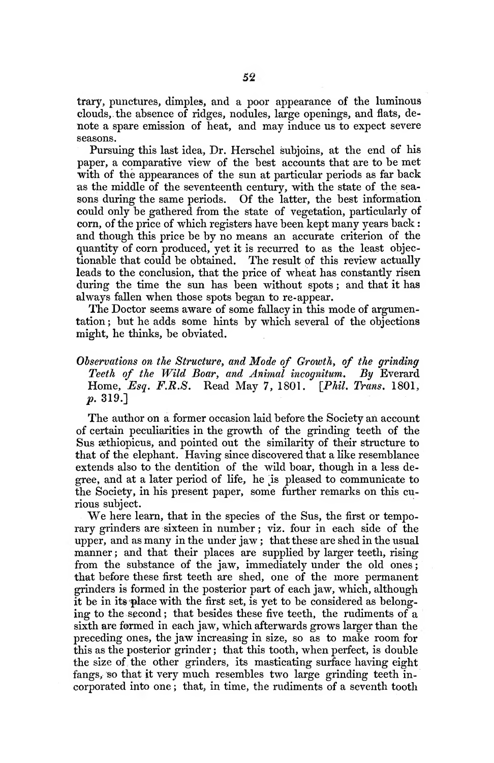trary, punctures, dimples, and a poor appearance of the luminous clouds, the absence of ridges, nodules, large openings, and flats, denote a spare emission of heat, and may induce us to expect severe seasons.

Pursuing this last idea, Dr. Herschel subjoins, at the end of his paper, a comparative view of the best accounts that are to be met with of the appearances of the sun at particular periods as far back as the middle of the seventeenth century, with the state of the seasons during the same periods. Of the latter, the best information could only be gathered from the state of vegetation, particularly of corn, of the price of which registers have been kept many years back: and though this price be by no means an accurate criterion of the quantity of corn produced, yet it is recurred to as the least objectionable that could be obtained. The result of this review actually leads to the conclusion, that the price of wheat has constantly risen during the time the sun has been without spots; and that it has always fallen when those spots began to re-appear.

The Doctor seems aware of some fallacy in this mode of argumentation; but he adds some hints by which several of the objections might, he thinks, be obviated.

***Observations on the Structure, and Mode of Growth, of the grinding Teeth of the Wild Boar, and Animal incognitum.*** *By* Everard Home, *Esq. F.R.S.* Read May 7, 1801. [*Phil. Trans.* 1801, *p.* 319.]

The author on a former occasion laid before the Society an account of certain peculiarities in the growth of the grinding teeth of the Sus æthiopicus, and pointed out the similarity of their structure to that of the elephant. Having since discovered that a like resemblance extends also to the dentition of the wild boar, though in a less degree, and at a later period of life, he is pleased to communicate to the Society, in his present paper, some further remarks on this curious subject.

We here learn, that in the species of the Sus, the first or temporary grinders are sixteen in number; viz. four in each side of the upper, and as many in the under jaw; that these are shed in the usual manner; and that their places are supplied by larger teeth, rising from the substance of the jaw, immediately under the old ones; that before these first teeth are shed, one of the more permanent grinders is formed in the posterior part of each jaw, which, although it be in its place with the first set, is yet to be considered as belonging to the second; that besides these five teeth, the rudiments of a sixth are formed in each jaw, which afterwards grows larger than the preceding ones, the jaw increasing in size, so as to make room for this as the posterior grinder; that this tooth, when perfect, is double the size of the other grinders, its masticating surface having eight fangs, so that it very much resembles two large grinding teeth incorporated into one; that, in time, the rudiments of a seventh tooth